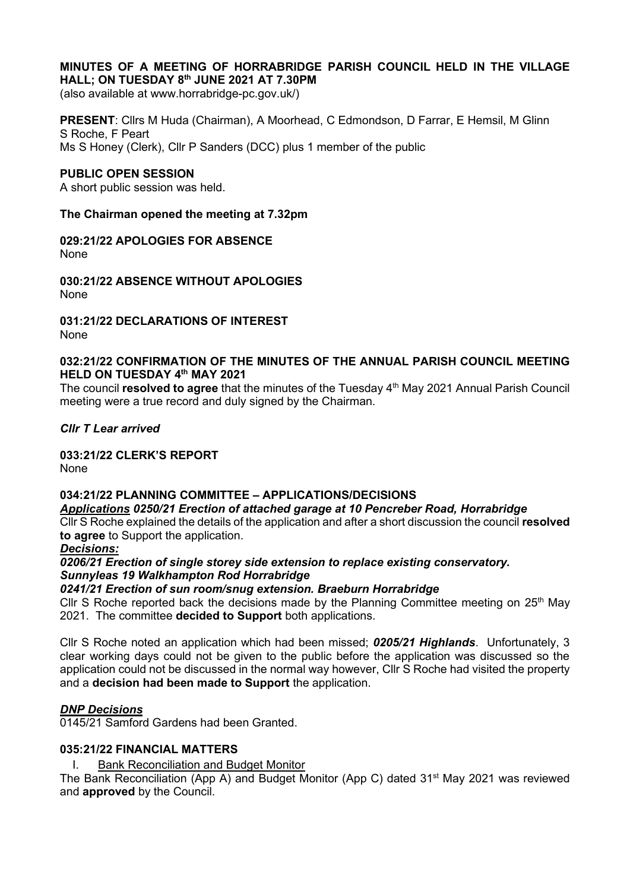# MINUTES OF A MEETING OF HORRABRIDGE PARISH COUNCIL HELD IN THE VILLAGE HALL; ON TUESDAY 8th JUNE 2021 AT 7.30PM

(also available at www.horrabridge-pc.gov.uk/)

**PRESENT**: Cllrs M Huda (Chairman), A Moorhead, C Edmondson, D Farrar, E Hemsil, M Glinn S Roche, F Peart
Ms S Honey (Clerk), Cllr P Sanders (DCC) plus 1 member of the public

**PUBLIC OPEN SESSION**

A short public session was held.

**The Chairman opened the meeting at 7.32pm**

**029:21/22 APOLOGIES FOR ABSENCE**

None

**030:21/22 ABSENCE WITHOUT APOLOGIES**

None

**031:21/22 DECLARATIONS OF INTEREST**

None

**032:21/22 CONFIRMATION OF THE MINUTES OF THE ANNUAL PARISH COUNCIL MEETING HELD ON TUESDAY 4th MAY 2021**

The council **resolved to agree** that the minutes of the Tuesday 4th May 2021 Annual Parish Council meeting were a true record and duly signed by the Chairman.

***Cllr T Lear arrived***

**033:21/22 CLERK'S REPORT**

None

**034:21/22 PLANNING COMMITTEE – APPLICATIONS/DECISIONS**

***Applications 0250/21 Erection of attached garage at 10 Pencreber Road, Horrabridge***

Cllr S Roche explained the details of the application and after a short discussion the council **resolved to agree** to Support the application.

***Decisions:***

***0206/21 Erection of single storey side extension to replace existing conservatory. Sunnyleas 19 Walkhampton Rod Horrabridge***

***0241/21 Erection of sun room/snug extension. Braeburn Horrabridge***

Cllr S Roche reported back the decisions made by the Planning Committee meeting on 25th May 2021. The committee **decided to Support** both applications.

Cllr S Roche noted an application which had been missed; ***0205/21 Highlands***. Unfortunately, 3 clear working days could not be given to the public before the application was discussed so the application could not be discussed in the normal way however, Cllr S Roche had visited the property and a **decision had been made to Support** the application.

***DNP Decisions***

0145/21 Samford Gardens had been Granted.

**035:21/22 FINANCIAL MATTERS**

I. Bank Reconciliation and Budget Monitor

The Bank Reconciliation (App A) and Budget Monitor (App C) dated 31st May 2021 was reviewed and **approved** by the Council.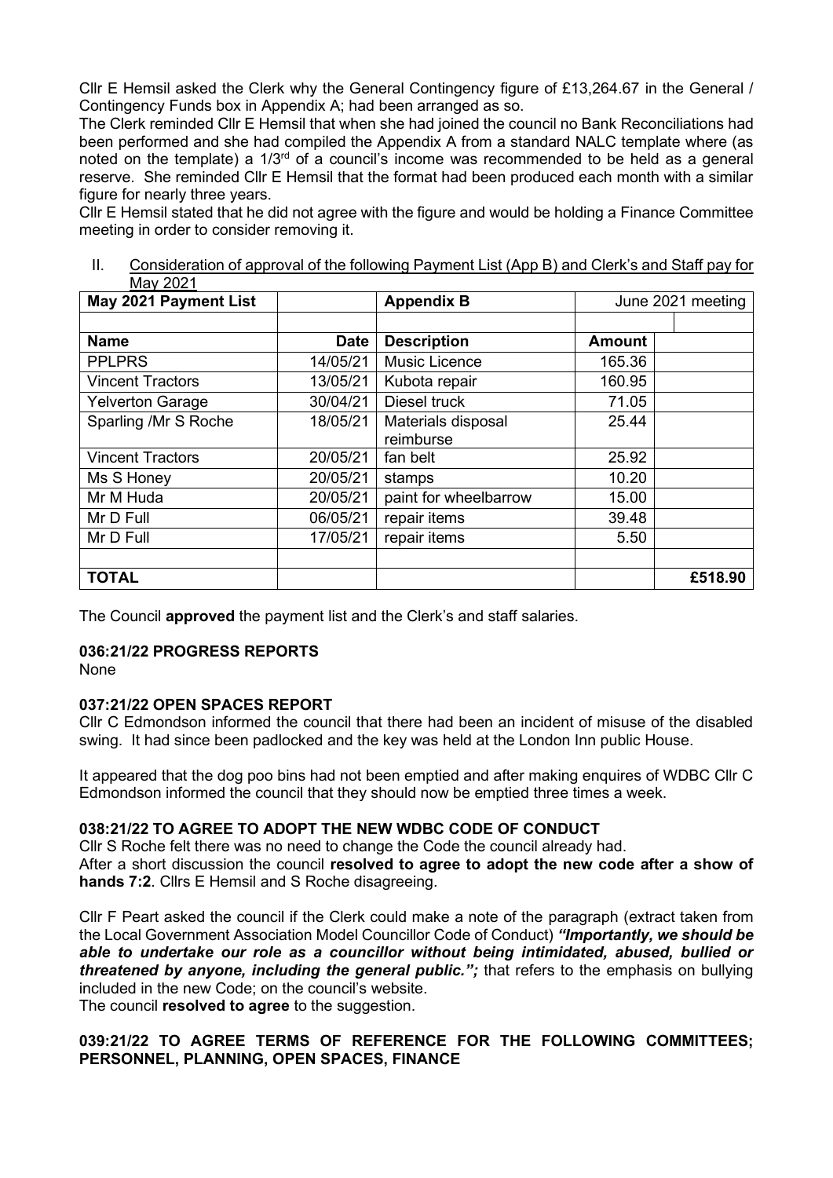Cllr E Hemsil asked the Clerk why the General Contingency figure of £13,264.67 in the General / Contingency Funds box in Appendix A; had been arranged as so.

The Clerk reminded Cllr E Hemsil that when she had joined the council no Bank Reconciliations had been performed and she had compiled the Appendix A from a standard NALC template where (as noted on the template) a 1/3rd of a council's income was recommended to be held as a general reserve. She reminded Cllr E Hemsil that the format had been produced each month with a similar figure for nearly three years.

Cllr E Hemsil stated that he did not agree with the figure and would be holding a Finance Committee meeting in order to consider removing it.

II. Consideration of approval of the following Payment List (App B) and Clerk's and Staff pay for May 2021

| May 2021 Payment List | | Appendix B | June 2021 meeting | |
|---|---|---|---|---|
| | | | | |
| **Name** | **Date** | **Description** | **Amount** | |
| PPLPRS | 14/05/21 | Music Licence | 165.36 | |
| Vincent Tractors | 13/05/21 | Kubota repair | 160.95 | |
| Yelverton Garage | 30/04/21 | Diesel truck | 71.05 | |
| Sparling /Mr S Roche | 18/05/21 | Materials disposal reimburse | 25.44 | |
| Vincent Tractors | 20/05/21 | fan belt | 25.92 | |
| Ms S Honey | 20/05/21 | stamps | 10.20 | |
| Mr M Huda | 20/05/21 | paint for wheelbarrow | 15.00 | |
| Mr D Full | 06/05/21 | repair items | 39.48 | |
| Mr D Full | 17/05/21 | repair items | 5.50 | |
| | | | | |
| **TOTAL** | | | | **£518.90** |

The Council **approved** the payment list and the Clerk's and staff salaries.

### 036:21/22 PROGRESS REPORTS

None

### 037:21/22 OPEN SPACES REPORT

Cllr C Edmondson informed the council that there had been an incident of misuse of the disabled swing. It had since been padlocked and the key was held at the London Inn public House.

It appeared that the dog poo bins had not been emptied and after making enquires of WDBC Cllr C Edmondson informed the council that they should now be emptied three times a week.

### 038:21/22 TO AGREE TO ADOPT THE NEW WDBC CODE OF CONDUCT

Cllr S Roche felt there was no need to change the Code the council already had.

After a short discussion the council **resolved to agree to adopt the new code after a show of hands 7:2**. Cllrs E Hemsil and S Roche disagreeing.

Cllr F Peart asked the council if the Clerk could make a note of the paragraph (extract taken from the Local Government Association Model Councillor Code of Conduct) ***"Importantly, we should be able to undertake our role as a councillor without being intimidated, abused, bullied or threatened by anyone, including the general public.";*** that refers to the emphasis on bullying included in the new Code; on the council's website.

The council **resolved to agree** to the suggestion.

### 039:21/22 TO AGREE TERMS OF REFERENCE FOR THE FOLLOWING COMMITTEES; PERSONNEL, PLANNING, OPEN SPACES, FINANCE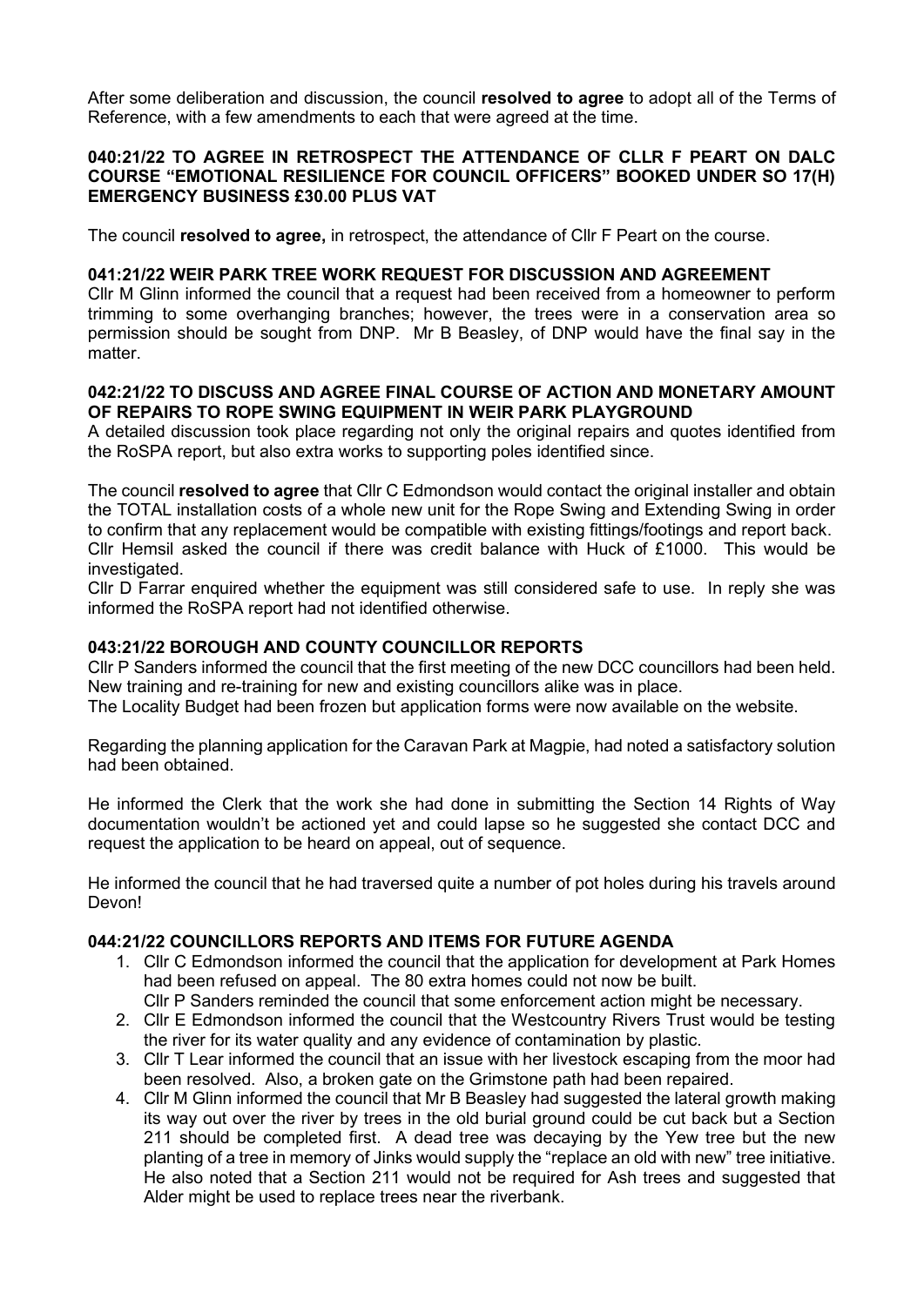After some deliberation and discussion, the council **resolved to agree** to adopt all of the Terms of Reference, with a few amendments to each that were agreed at the time.

**040:21/22 TO AGREE IN RETROSPECT THE ATTENDANCE OF CLLR F PEART ON DALC COURSE "EMOTIONAL RESILIENCE FOR COUNCIL OFFICERS" BOOKED UNDER SO 17(H) EMERGENCY BUSINESS £30.00 PLUS VAT**

The council **resolved to agree,** in retrospect, the attendance of Cllr F Peart on the course.

**041:21/22 WEIR PARK TREE WORK REQUEST FOR DISCUSSION AND AGREEMENT**

Cllr M Glinn informed the council that a request had been received from a homeowner to perform trimming to some overhanging branches; however, the trees were in a conservation area so permission should be sought from DNP. Mr B Beasley, of DNP would have the final say in the matter.

**042:21/22 TO DISCUSS AND AGREE FINAL COURSE OF ACTION AND MONETARY AMOUNT OF REPAIRS TO ROPE SWING EQUIPMENT IN WEIR PARK PLAYGROUND**

A detailed discussion took place regarding not only the original repairs and quotes identified from the RoSPA report, but also extra works to supporting poles identified since.

The council **resolved to agree** that Cllr C Edmondson would contact the original installer and obtain the TOTAL installation costs of a whole new unit for the Rope Swing and Extending Swing in order to confirm that any replacement would be compatible with existing fittings/footings and report back.
Cllr Hemsil asked the council if there was credit balance with Huck of £1000. This would be investigated.
Cllr D Farrar enquired whether the equipment was still considered safe to use. In reply she was informed the RoSPA report had not identified otherwise.

**043:21/22 BOROUGH AND COUNTY COUNCILLOR REPORTS**

Cllr P Sanders informed the council that the first meeting of the new DCC councillors had been held. New training and re-training for new and existing councillors alike was in place.
The Locality Budget had been frozen but application forms were now available on the website.

Regarding the planning application for the Caravan Park at Magpie, had noted a satisfactory solution had been obtained.

He informed the Clerk that the work she had done in submitting the Section 14 Rights of Way documentation wouldn't be actioned yet and could lapse so he suggested she contact DCC and request the application to be heard on appeal, out of sequence.

He informed the council that he had traversed quite a number of pot holes during his travels around Devon!

**044:21/22 COUNCILLORS REPORTS AND ITEMS FOR FUTURE AGENDA**

1. Cllr C Edmondson informed the council that the application for development at Park Homes had been refused on appeal. The 80 extra homes could not now be built.
   Cllr P Sanders reminded the council that some enforcement action might be necessary.
2. Cllr E Edmondson informed the council that the Westcountry Rivers Trust would be testing the river for its water quality and any evidence of contamination by plastic.
3. Cllr T Lear informed the council that an issue with her livestock escaping from the moor had been resolved. Also, a broken gate on the Grimstone path had been repaired.
4. Cllr M Glinn informed the council that Mr B Beasley had suggested the lateral growth making its way out over the river by trees in the old burial ground could be cut back but a Section 211 should be completed first. A dead tree was decaying by the Yew tree but the new planting of a tree in memory of Jinks would supply the "replace an old with new" tree initiative. He also noted that a Section 211 would not be required for Ash trees and suggested that Alder might be used to replace trees near the riverbank.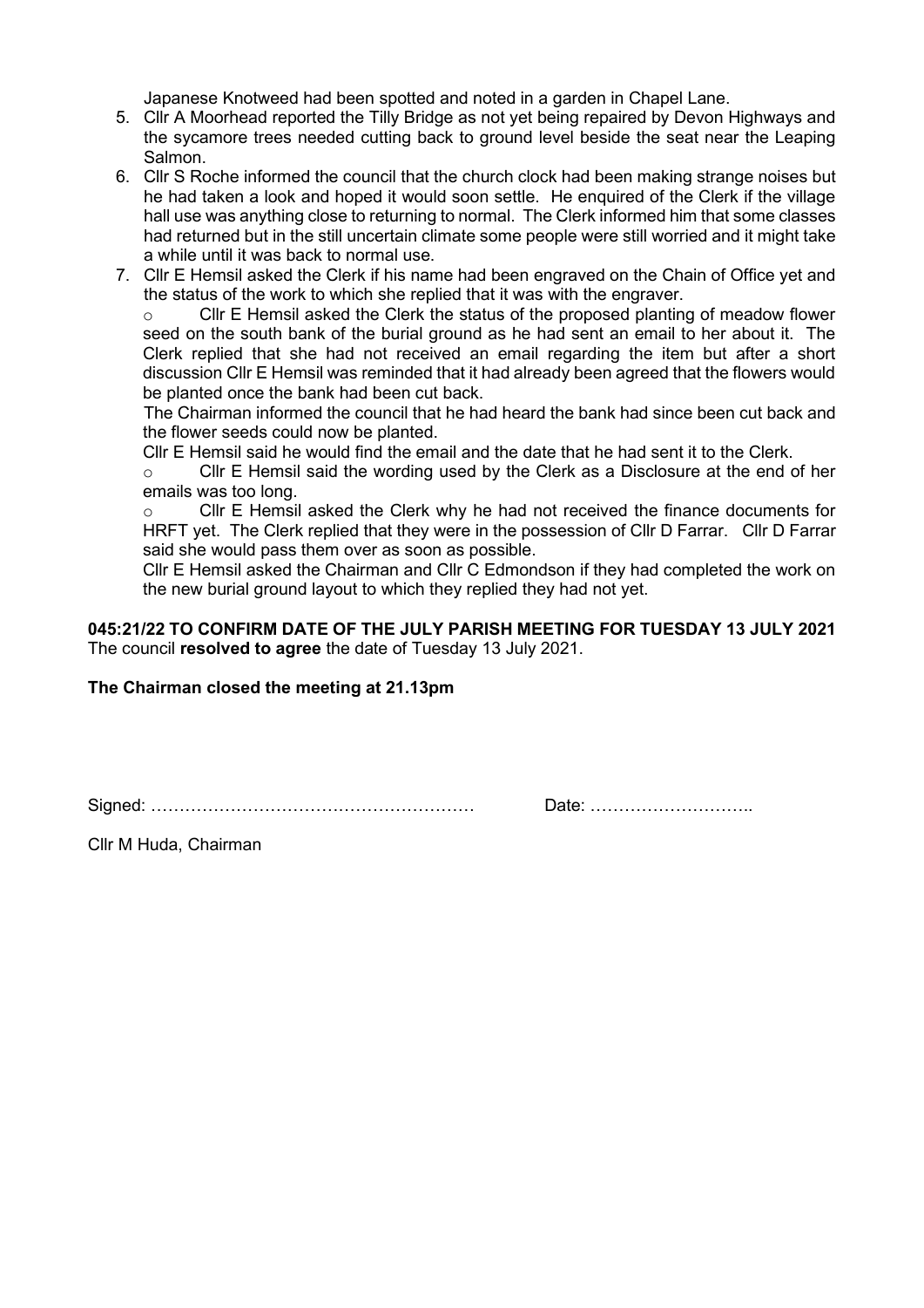Japanese Knotweed had been spotted and noted in a garden in Chapel Lane.

5. Cllr A Moorhead reported the Tilly Bridge as not yet being repaired by Devon Highways and the sycamore trees needed cutting back to ground level beside the seat near the Leaping Salmon.
6. Cllr S Roche informed the council that the church clock had been making strange noises but he had taken a look and hoped it would soon settle. He enquired of the Clerk if the village hall use was anything close to returning to normal. The Clerk informed him that some classes had returned but in the still uncertain climate some people were still worried and it might take a while until it was back to normal use.
7. Cllr E Hemsil asked the Clerk if his name had been engraved on the Chain of Office yet and the status of the work to which she replied that it was with the engraver.
   - Cllr E Hemsil asked the Clerk the status of the proposed planting of meadow flower seed on the south bank of the burial ground as he had sent an email to her about it. The Clerk replied that she had not received an email regarding the item but after a short discussion Cllr E Hemsil was reminded that it had already been agreed that the flowers would be planted once the bank had been cut back.

   The Chairman informed the council that he had heard the bank had since been cut back and the flower seeds could now be planted.

   Cllr E Hemsil said he would find the email and the date that he had sent it to the Clerk.
   - Cllr E Hemsil said the wording used by the Clerk as a Disclosure at the end of her emails was too long.
   - Cllr E Hemsil asked the Clerk why he had not received the finance documents for HRFT yet. The Clerk replied that they were in the possession of Cllr D Farrar. Cllr D Farrar said she would pass them over as soon as possible.

   Cllr E Hemsil asked the Chairman and Cllr C Edmondson if they had completed the work on the new burial ground layout to which they replied they had not yet.

**045:21/22 TO CONFIRM DATE OF THE JULY PARISH MEETING FOR TUESDAY 13 JULY 2021**
The council **resolved to agree** the date of Tuesday 13 July 2021.

**The Chairman closed the meeting at 21.13pm**

Signed: ………………………………………………… Date: ………………………..

Cllr M Huda, Chairman